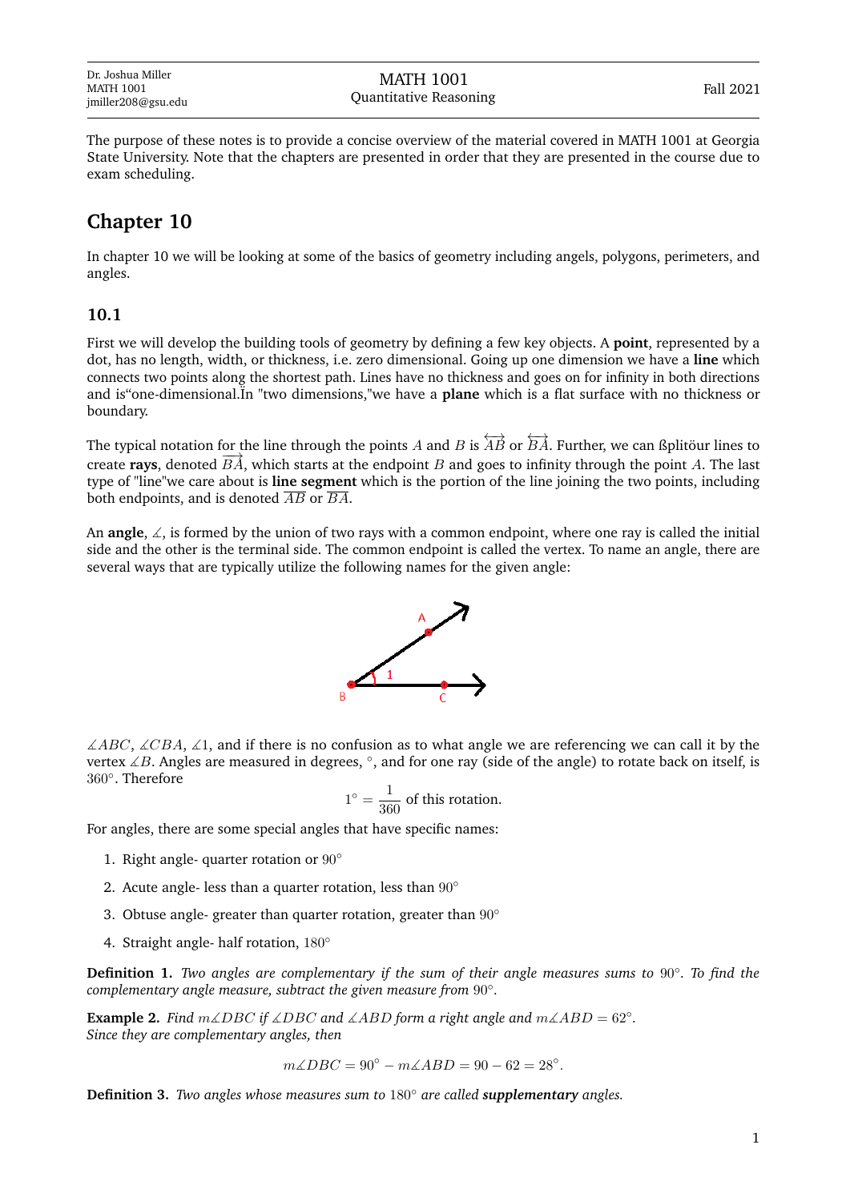The purpose of these notes is to provide a concise overview of the material covered in MATH 1001 at Georgia State University. Note that the chapters are presented in order that they are presented in the course due to exam scheduling.

# Chapter 10

In chapter 10 we will be looking at some of the basics of geometry including angels, polygons, perimeters, and angles.

## 10.1

First we will develop the building tools of geometry by defining a few key objects. A **point**, represented by a dot, has no length, width, or thickness, i.e. zero dimensional. Going up one dimension we have a **line** which connects two points along the shortest path. Lines have no thickness and goes on for infinity in both directions and is“one-dimensional.İn "two dimensions,"we have a **plane** which is a flat surface with no thickness or boundary.

The typical notation for the line through the points $A$ and $B$ is $\overleftrightarrow{AB}$ or $\overleftrightarrow{BA}$. Further, we can ßplitöur lines to create **rays**, denoted $\overrightarrow{BA}$, which starts at the endpoint $B$ and goes to infinity through the point $A$. The last type of "line"we care about is **line segment** which is the portion of the line joining the two points, including both endpoints, and is denoted $\overline{AB}$ or $\overline{BA}$.

An **angle**, $\measuredangle$, is formed by the union of two rays with a common endpoint, where one ray is called the initial side and the other is the terminal side. The common endpoint is called the vertex. To name an angle, there are several ways that are typically utilize the following names for the given angle:

$\measuredangle ABC$, $\measuredangle CBA$, $\measuredangle 1$, and if there is no confusion as to what angle we are referencing we can call it by the vertex $\measuredangle B$. Angles are measured in degrees, $^\circ$, and for one ray (side of the angle) to rotate back on itself, is $360^\circ$. Therefore

$$1^\circ = \frac{1}{360} \text{ of this rotation.}$$

For angles, there are some special angles that have specific names:

1. Right angle- quarter rotation or $90^\circ$
2. Acute angle- less than a quarter rotation, less than $90^\circ$
3. Obtuse angle- greater than quarter rotation, greater than $90^\circ$
4. Straight angle- half rotation, $180^\circ$

**Definition 1.** *Two angles are complementary if the sum of their angle measures sums to $90^\circ$. To find the complementary angle measure, subtract the given measure from $90^\circ$.*

**Example 2.** *Find $m\measuredangle DBC$ if $\measuredangle DBC$ and $\measuredangle ABD$ form a right angle and $m\measuredangle ABD = 62^\circ$.*
*Since they are complementary angles, then*

$$m\measuredangle DBC = 90^\circ - m\measuredangle ABD = 90 - 62 = 28^\circ.$$

**Definition 3.** *Two angles whose measures sum to $180^\circ$ are called **supplementary** angles.*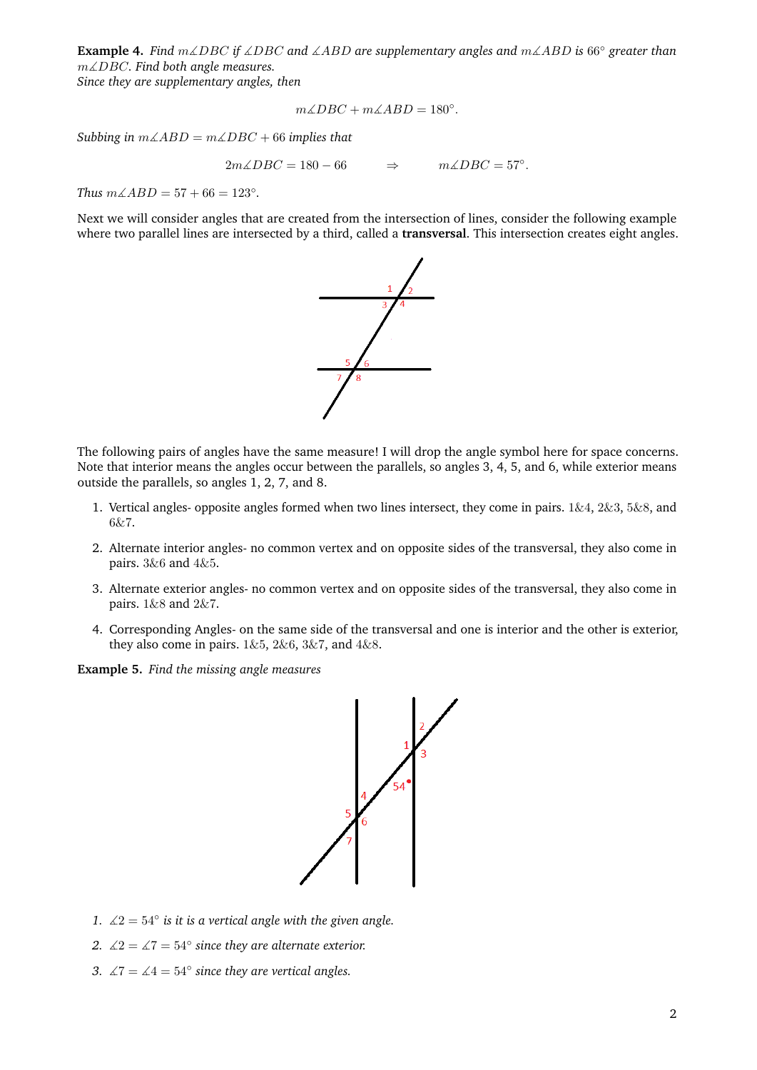**Example 4.** *Find $m\measuredangle DBC$ if $\measuredangle DBC$ and $\measuredangle ABD$ are supplementary angles and $m\measuredangle ABD$ is $66°$ greater than $m\measuredangle DBC$. Find both angle measures.*

*Since they are supplementary angles, then*

$$m\measuredangle DBC + m\measuredangle ABD = 180°.$$

*Subbing in $m\measuredangle ABD = m\measuredangle DBC + 66$ implies that*

$$2m\measuredangle DBC = 180 - 66 \qquad \Rightarrow \qquad m\measuredangle DBC = 57°.$$

*Thus $m\measuredangle ABD = 57 + 66 = 123°$.*

Next we will consider angles that are created from the intersection of lines, consider the following example where two parallel lines are intersected by a third, called a **transversal**. This intersection creates eight angles.

The following pairs of angles have the same measure! I will drop the angle symbol here for space concerns. Note that interior means the angles occur between the parallels, so angles 3, 4, 5, and 6, while exterior means outside the parallels, so angles 1, 2, 7, and 8.

1. Vertical angles- opposite angles formed when two lines intersect, they come in pairs. $1\&4$, $2\&3$, $5\&8$, and $6\&7$.
2. Alternate interior angles- no common vertex and on opposite sides of the transversal, they also come in pairs. $3\&6$ and $4\&5$.
3. Alternate exterior angles- no common vertex and on opposite sides of the transversal, they also come in pairs. $1\&8$ and $2\&7$.
4. Corresponding Angles- on the same side of the transversal and one is interior and the other is exterior, they also come in pairs. $1\&5$, $2\&6$, $3\&7$, and $4\&8$.

**Example 5.** *Find the missing angle measures*

1. *$\measuredangle 2 = 54°$ is it is a vertical angle with the given angle.*
2. *$\measuredangle 2 = \measuredangle 7 = 54°$ since they are alternate exterior.*
3. *$\measuredangle 7 = \measuredangle 4 = 54°$ since they are vertical angles.*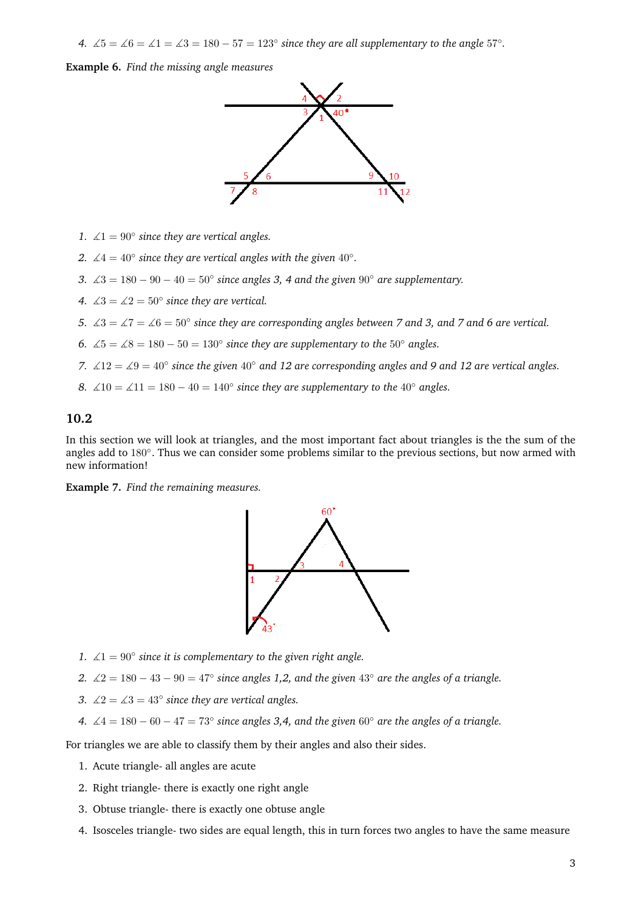4. $\measuredangle 5 = \measuredangle 6 = \measuredangle 1 = \measuredangle 3 = 180 - 57 = 123°$ *since they are all supplementary to the angle* $57°$.

**Example 6.** *Find the missing angle measures*

1. $\measuredangle 1 = 90°$ *since they are vertical angles.*

2. $\measuredangle 4 = 40°$ *since they are vertical angles with the given* $40°$.

3. $\measuredangle 3 = 180 - 90 - 40 = 50°$ *since angles 3, 4 and the given* $90°$ *are supplementary.*

4. $\measuredangle 3 = \measuredangle 2 = 50°$ *since they are vertical.*

5. $\measuredangle 3 = \measuredangle 7 = \measuredangle 6 = 50°$ *since they are corresponding angles between 7 and 3, and 7 and 6 are vertical.*

6. $\measuredangle 5 = \measuredangle 8 = 180 - 50 = 130°$ *since they are supplementary to the* $50°$ *angles.*

7. $\measuredangle 12 = \measuredangle 9 = 40°$ *since the given* $40°$ *and 12 are corresponding angles and 9 and 12 are vertical angles.*

8. $\measuredangle 10 = \measuredangle 11 = 180 - 40 = 140°$ *since they are supplementary to the* $40°$ *angles.*

## 10.2

In this section we will look at triangles, and the most important fact about triangles is the the sum of the angles add to $180°$. Thus we can consider some problems similar to the previous sections, but now armed with new information!

**Example 7.** *Find the remaining measures.*

1. $\measuredangle 1 = 90°$ *since it is complementary to the given right angle.*

2. $\measuredangle 2 = 180 - 43 - 90 = 47°$ *since angles 1,2, and the given* $43°$ *are the angles of a triangle.*

3. $\measuredangle 2 = \measuredangle 3 = 43°$ *since they are vertical angles.*

4. $\measuredangle 4 = 180 - 60 - 47 = 73°$ *since angles 3,4, and the given* $60°$ *are the angles of a triangle.*

For triangles we are able to classify them by their angles and also their sides.

1. Acute triangle- all angles are acute

2. Right triangle- there is exactly one right angle

3. Obtuse triangle- there is exactly one obtuse angle

4. Isosceles triangle- two sides are equal length, this in turn forces two angles to have the same measure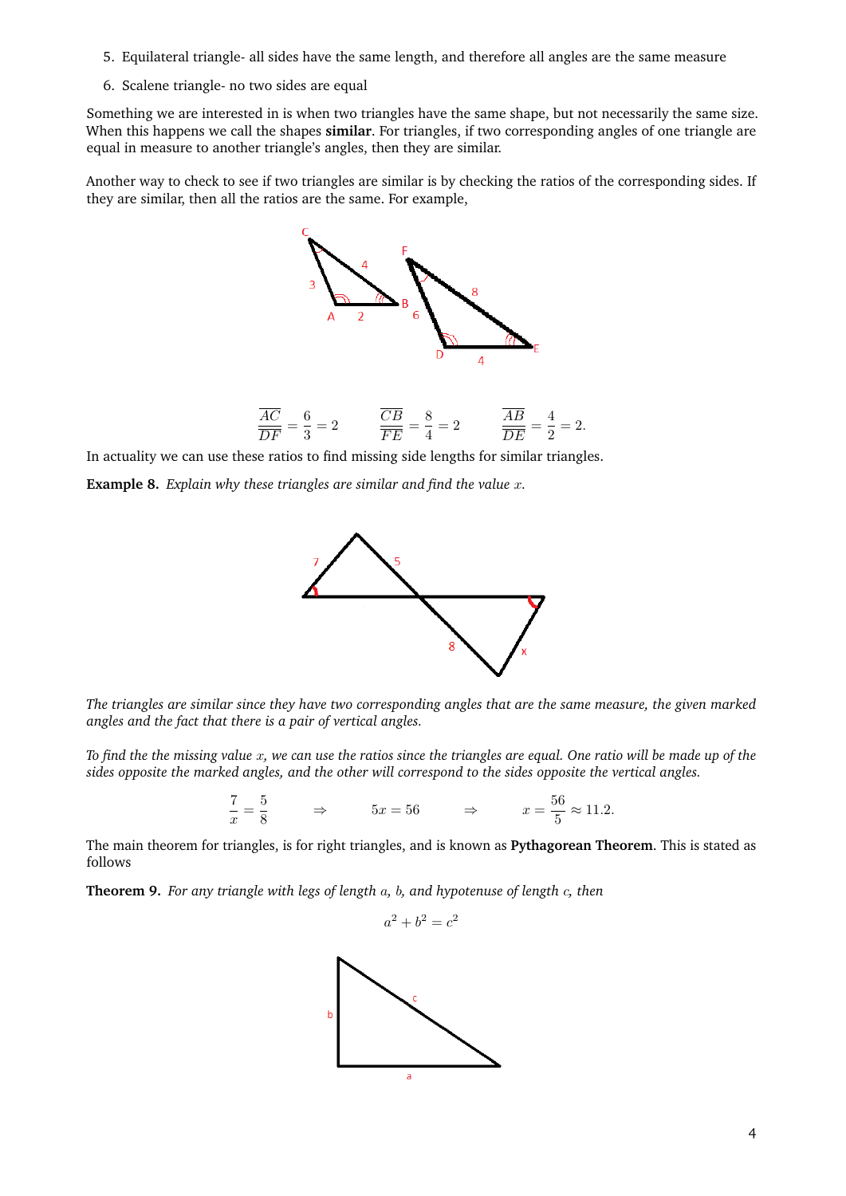5. Equilateral triangle- all sides have the same length, and therefore all angles are the same measure
6. Scalene triangle- no two sides are equal

Something we are interested in is when two triangles have the same shape, but not necessarily the same size. When this happens we call the shapes **similar**. For triangles, if two corresponding angles of one triangle are equal in measure to another triangle's angles, then they are similar.

Another way to check to see if two triangles are similar is by checking the ratios of the corresponding sides. If they are similar, then all the ratios are the same. For example,

$$\frac{\overline{AC}}{\overline{DF}} = \frac{6}{3} = 2 \qquad \frac{\overline{CB}}{\overline{FE}} = \frac{8}{4} = 2 \qquad \frac{\overline{AB}}{\overline{DE}} = \frac{4}{2} = 2.$$

In actuality we can use these ratios to find missing side lengths for similar triangles.

**Example 8.** *Explain why these triangles are similar and find the value $x$.*

*The triangles are similar since they have two corresponding angles that are the same measure, the given marked angles and the fact that there is a pair of vertical angles.*

*To find the the missing value $x$, we can use the ratios since the triangles are equal. One ratio will be made up of the sides opposite the marked angles, and the other will correspond to the sides opposite the vertical angles.*

$$\frac{7}{x} = \frac{5}{8} \qquad \Rightarrow \qquad 5x = 56 \qquad \Rightarrow \qquad x = \frac{56}{5} \approx 11.2.$$

The main theorem for triangles, is for right triangles, and is known as **Pythagorean Theorem**. This is stated as follows

**Theorem 9.** *For any triangle with legs of length $a$, $b$, and hypotenuse of length $c$, then*

$$a^2 + b^2 = c^2$$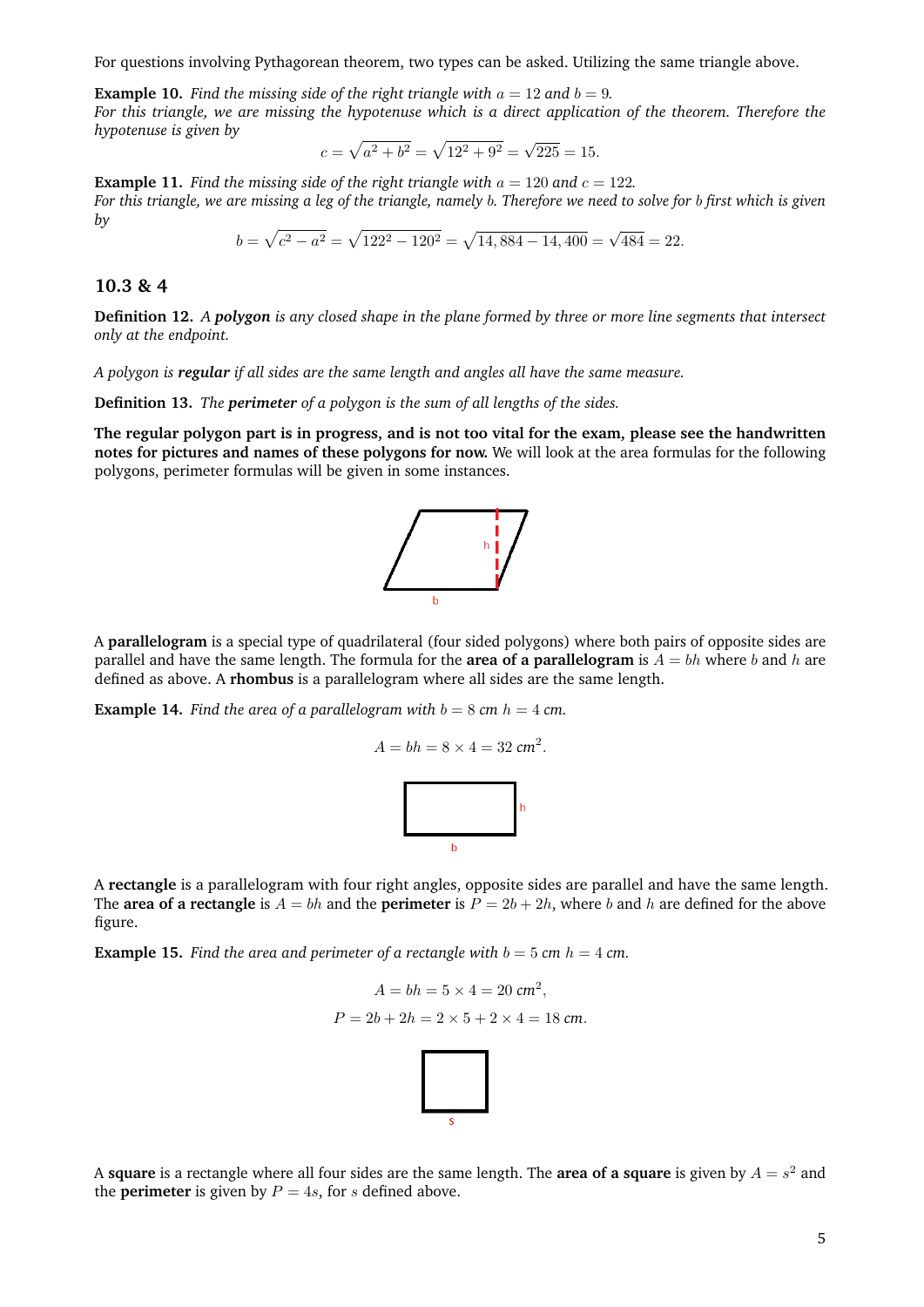For questions involving Pythagorean theorem, two types can be asked. Utilizing the same triangle above.

**Example 10.** *Find the missing side of the right triangle with $a = 12$ and $b = 9$.*
*For this triangle, we are missing the hypotenuse which is a direct application of the theorem. Therefore the hypotenuse is given by*

$$c = \sqrt{a^2 + b^2} = \sqrt{12^2 + 9^2} = \sqrt{225} = 15.$$

**Example 11.** *Find the missing side of the right triangle with $a = 120$ and $c = 122$.*
*For this triangle, we are missing a leg of the triangle, namely $b$. Therefore we need to solve for $b$ first which is given by*

$$b = \sqrt{c^2 - a^2} = \sqrt{122^2 - 120^2} = \sqrt{14,884 - 14,400} = \sqrt{484} = 22.$$

## 10.3 & 4

**Definition 12.** *A **polygon** is any closed shape in the plane formed by three or more line segments that intersect only at the endpoint.*

*A polygon is **regular** if all sides are the same length and angles all have the same measure.*

**Definition 13.** *The **perimeter** of a polygon is the sum of all lengths of the sides.*

**The regular polygon part is in progress, and is not too vital for the exam, please see the handwritten notes for pictures and names of these polygons for now.** We will look at the area formulas for the following polygons, perimeter formulas will be given in some instances.

A **parallelogram** is a special type of quadrilateral (four sided polygons) where both pairs of opposite sides are parallel and have the same length. The formula for the **area of a parallelogram** is $A = bh$ where $b$ and $h$ are defined as above. A **rhombus** is a parallelogram where all sides are the same length.

**Example 14.** *Find the area of a parallelogram with $b = 8$ cm $h = 4$ cm.*

$$A = bh = 8 \times 4 = 32 \text{ cm}^2.$$

A **rectangle** is a parallelogram with four right angles, opposite sides are parallel and have the same length. The **area of a rectangle** is $A = bh$ and the **perimeter** is $P = 2b + 2h$, where $b$ and $h$ are defined for the above figure.

**Example 15.** *Find the area and perimeter of a rectangle with $b = 5$ cm $h = 4$ cm.*

$$A = bh = 5 \times 4 = 20 \text{ cm}^2,$$

$$P = 2b + 2h = 2 \times 5 + 2 \times 4 = 18 \text{ cm}.$$

A **square** is a rectangle where all four sides are the same length. The **area of a square** is given by $A = s^2$ and the **perimeter** is given by $P = 4s$, for $s$ defined above.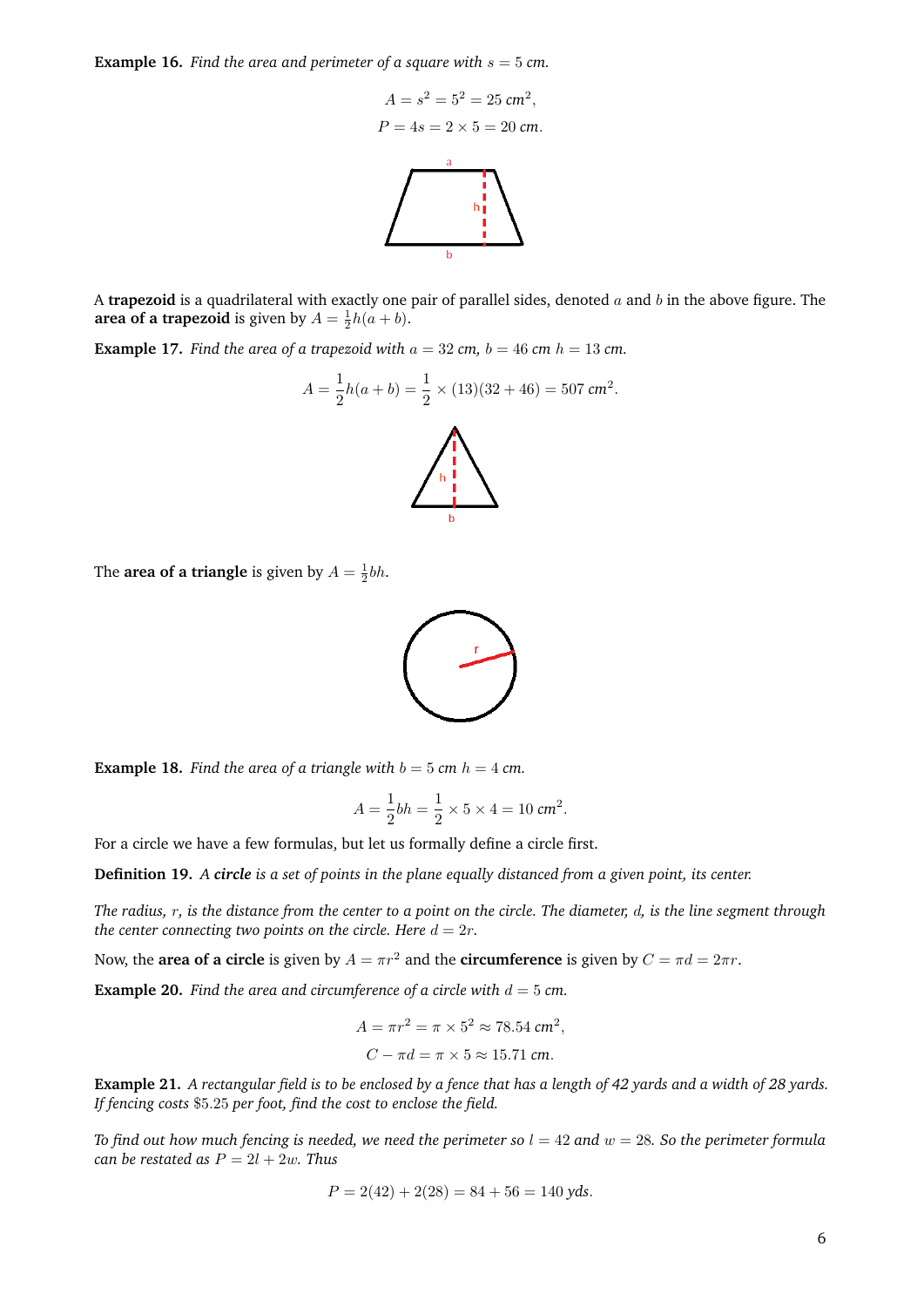**Example 16.** *Find the area and perimeter of a square with $s = 5$ cm.*

$$A = s^2 = 5^2 = 25 \text{ cm}^2,$$
$$P = 4s = 2 \times 5 = 20 \text{ cm}.$$

A **trapezoid** is a quadrilateral with exactly one pair of parallel sides, denoted $a$ and $b$ in the above figure. The **area of a trapezoid** is given by $A = \frac{1}{2}h(a+b)$.

**Example 17.** *Find the area of a trapezoid with $a = 32$ cm, $b = 46$ cm $h = 13$ cm.*

$$A = \frac{1}{2}h(a+b) = \frac{1}{2} \times (13)(32+46) = 507 \text{ cm}^2.$$

The **area of a triangle** is given by $A = \frac{1}{2}bh$.

**Example 18.** *Find the area of a triangle with $b = 5$ cm $h = 4$ cm.*

$$A = \frac{1}{2}bh = \frac{1}{2} \times 5 \times 4 = 10 \text{ cm}^2.$$

For a circle we have a few formulas, but let us formally define a circle first.

**Definition 19.** *A **circle** is a set of points in the plane equally distanced from a given point, its center.*

*The radius, $r$, is the distance from the center to a point on the circle. The diameter, $d$, is the line segment through the center connecting two points on the circle. Here $d = 2r$.*

Now, the **area of a circle** is given by $A = \pi r^2$ and the **circumference** is given by $C = \pi d = 2\pi r$.

**Example 20.** *Find the area and circumference of a circle with $d = 5$ cm.*

$$A = \pi r^2 = \pi \times 5^2 \approx 78.54 \text{ cm}^2,$$
$$C - \pi d = \pi \times 5 \approx 15.71 \text{ cm}.$$

**Example 21.** *A rectangular field is to be enclosed by a fence that has a length of 42 yards and a width of 28 yards. If fencing costs \$5.25 per foot, find the cost to enclose the field.*

*To find out how much fencing is needed, we need the perimeter so $l = 42$ and $w = 28$. So the perimeter formula can be restated as $P = 2l + 2w$. Thus*

$$P = 2(42) + 2(28) = 84 + 56 = 140 \text{ yds}.$$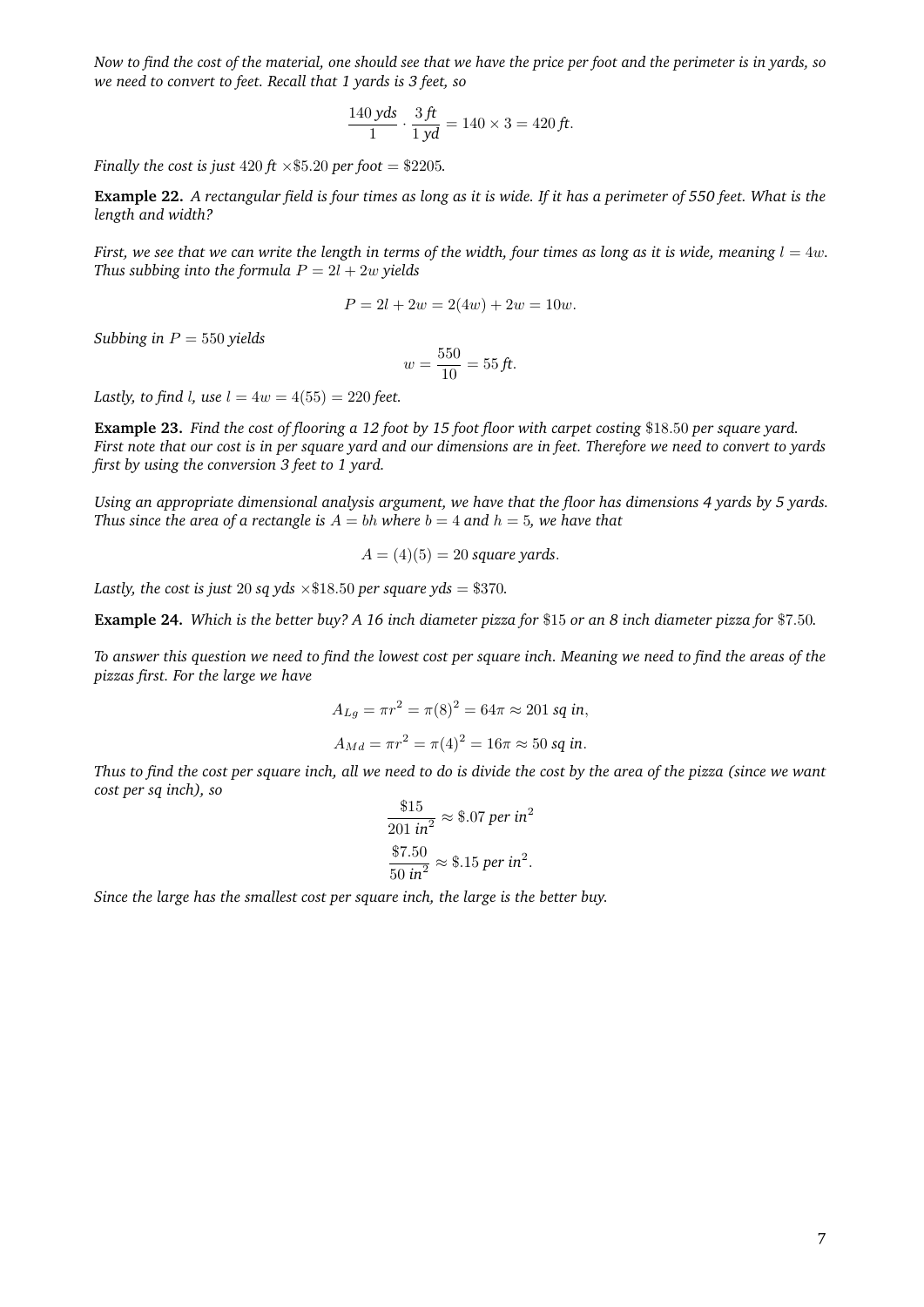*Now to find the cost of the material, one should see that we have the price per foot and the perimeter is in yards, so we need to convert to feet. Recall that 1 yards is 3 feet, so*

$$\frac{140 \, yds}{1} \cdot \frac{3 \, ft}{1 \, yd} = 140 \times 3 = 420 \, ft.$$

*Finally the cost is just* $420$ *ft* $\times \$5.20$ *per foot* $= \$2205$.

**Example 22.** *A rectangular field is four times as long as it is wide. If it has a perimeter of 550 feet. What is the length and width?*

*First, we see that we can write the length in terms of the width, four times as long as it is wide, meaning* $l = 4w$. *Thus subbing into the formula* $P = 2l + 2w$ *yields*

$$P = 2l + 2w = 2(4w) + 2w = 10w.$$

*Subbing in* $P = 550$ *yields*

$$w = \frac{550}{10} = 55 \, ft.$$

*Lastly, to find* $l$, *use* $l = 4w = 4(55) = 220$ *feet.*

**Example 23.** *Find the cost of flooring a 12 foot by 15 foot floor with carpet costing* $\$18.50$ *per square yard. First note that our cost is in per square yard and our dimensions are in feet. Therefore we need to convert to yards first by using the conversion 3 feet to 1 yard.*

*Using an appropriate dimensional analysis argument, we have that the floor has dimensions 4 yards by 5 yards. Thus since the area of a rectangle is* $A = bh$ *where* $b = 4$ *and* $h = 5$, *we have that*

$$A = (4)(5) = 20 \text{ square yards}.$$

*Lastly, the cost is just* $20$ *sq yds* $\times \$18.50$ *per square yds* $= \$370$.

**Example 24.** *Which is the better buy? A 16 inch diameter pizza for* $\$15$ *or an 8 inch diameter pizza for* $\$7.50$.

*To answer this question we need to find the lowest cost per square inch. Meaning we need to find the areas of the pizzas first. For the large we have*

$$A_{Lg} = \pi r^2 = \pi(8)^2 = 64\pi \approx 201 \text{ sq in},$$

$$A_{Md} = \pi r^2 = \pi(4)^2 = 16\pi \approx 50 \text{ sq in}.$$

*Thus to find the cost per square inch, all we need to do is divide the cost by the area of the pizza (since we want cost per sq inch), so*

$$\frac{\$15}{201 \, in^2} \approx \$.07 \text{ per in}^2$$

$$\frac{\$7.50}{50 \, in^2} \approx \$.15 \text{ per in}^2.$$

*Since the large has the smallest cost per square inch, the large is the better buy.*